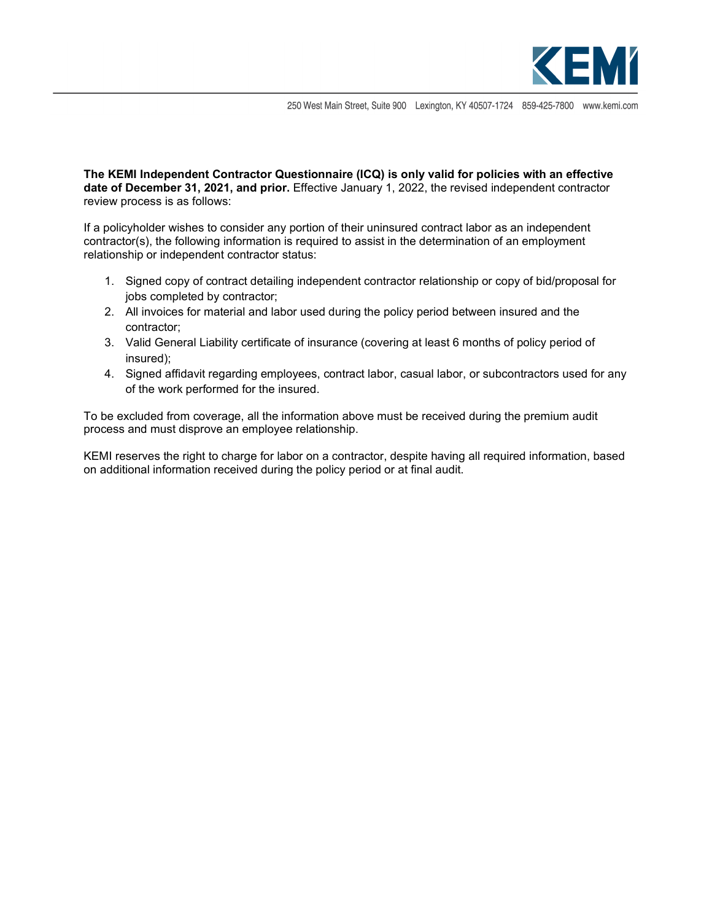KEMI

250 West Main Street, Suite 900 Lexington, KY 40507-1724 859-425-7800 www.kemi.com

**The KEMI Independent Contractor Questionnaire (ICQ) is only valid for policies with an effective date of December 31, 2021, and prior.** Effective January 1, 2022, the revised independent contractor review process is as follows:

If a policyholder wishes to consider any portion of their uninsured contract labor as an independent contractor(s), the following information is required to assist in the determination of an employment relationship or independent contractor status:

1. Signed copy of contract detailing independent contractor relationship or copy of bid/proposal for jobs completed by contractor;
2. All invoices for material and labor used during the policy period between insured and the contractor;
3. Valid General Liability certificate of insurance (covering at least 6 months of policy period of insured);
4. Signed affidavit regarding employees, contract labor, casual labor, or subcontractors used for any of the work performed for the insured.

To be excluded from coverage, all the information above must be received during the premium audit process and must disprove an employee relationship.

KEMI reserves the right to charge for labor on a contractor, despite having all required information, based on additional information received during the policy period or at final audit.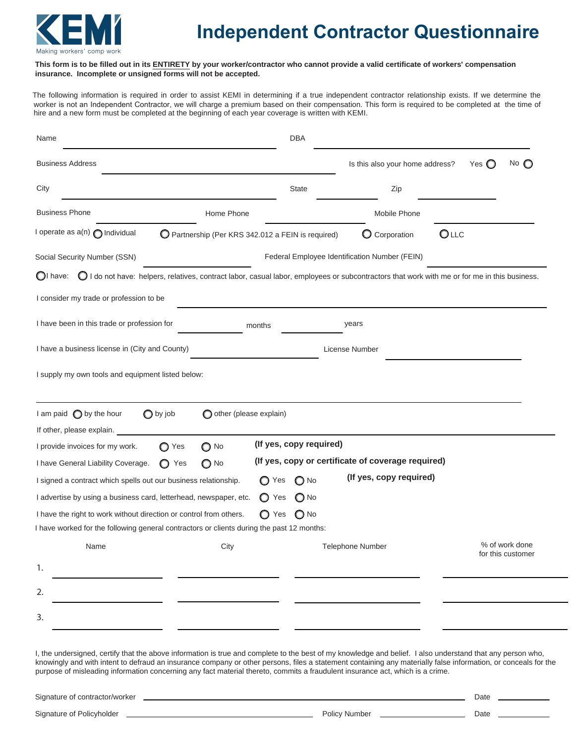KEMI

Making workers' comp work

# Independent Contractor Questionnaire

**This form is to be filled out in its ENTIRETY by your worker/contractor who cannot provide a valid certificate of workers' compensation insurance. Incomplete or unsigned forms will not be accepted.**

The following information is required in order to assist KEMI in determining if a true independent contractor relationship exists. If we determine the worker is not an Independent Contractor, we will charge a premium based on their compensation. This form is required to be completed at the time of hire and a new form must be completed at the beginning of each year coverage is written with KEMI.

Name ____________________ DBA ____________________

Business Address ____________________ Is this also your home address? Yes ○ No ○

City ____________________ State __________ Zip __________

Business Phone __________ Home Phone __________ Mobile Phone __________

I operate as a(n) ○ Individual ○ Partnership (Per KRS 342.012 a FEIN is required) ○ Corporation ○ LLC

Social Security Number (SSN) __________ Federal Employee Identification Number (FEIN) __________

○ I have: ○ I do not have: helpers, relatives, contract labor, casual labor, employees or subcontractors that work with me or for me in this business.

I consider my trade or profession to be ____________________

I have been in this trade or profession for __________ months __________ years

I have a business license in (City and County) __________ License Number __________

I supply my own tools and equipment listed below:

____________________

I am paid ○ by the hour ○ by job ○ other (please explain)

If other, please explain. ____________________

I provide invoices for my work. ○ Yes ○ No **(If yes, copy required)**

I have General Liability Coverage. ○ Yes ○ No **(If yes, copy or certificate of coverage required)**

I signed a contract which spells out our business relationship. ○ Yes ○ No **(If yes, copy required)**

I advertise by using a business card, letterhead, newspaper, etc. ○ Yes ○ No

I have the right to work without direction or control from others. ○ Yes ○ No

I have worked for the following general contractors or clients during the past 12 months:

| | Name | City | Telephone Number | % of work done for this customer |
|---|---|---|---|---|
| 1. | | | | |
| 2. | | | | |
| 3. | | | | |

I, the undersigned, certify that the above information is true and complete to the best of my knowledge and belief. I also understand that any person who, knowingly and with intent to defraud an insurance company or other persons, files a statement containing any materially false information, or conceals for the purpose of misleading information concerning any fact material thereto, commits a fraudulent insurance act, which is a crime.

Signature of contractor/worker ____________________ Date __________

Signature of Policyholder ____________________ Policy Number __________ Date __________